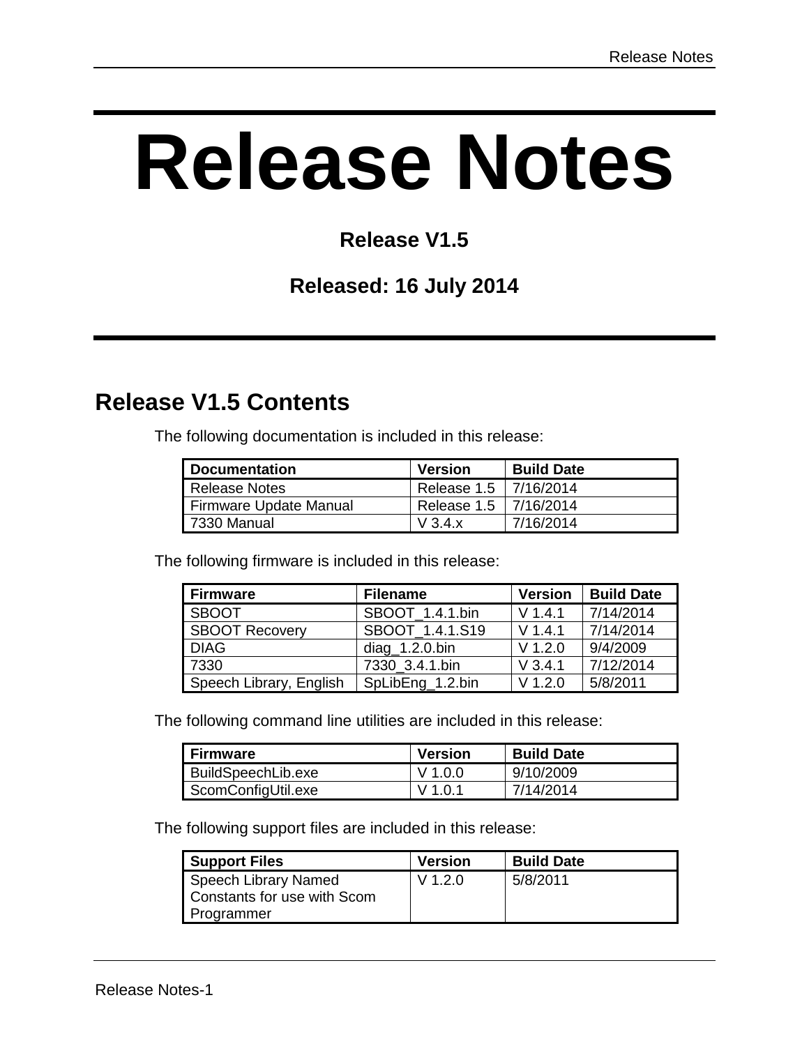# Release Notes

**Release V1.5**

**Released: 16 July 2014**

## Release V1.5 Contents

The following documentation is included in this release:

| Documentation | Version | Build Date |
|---|---|---|
| Release Notes | Release 1.5 | 7/16/2014 |
| Firmware Update Manual | Release 1.5 | 7/16/2014 |
| 7330 Manual | V 3.4.x | 7/16/2014 |

The following firmware is included in this release:

| Firmware | Filename | Version | Build Date |
|---|---|---|---|
| SBOOT | SBOOT_1.4.1.bin | V 1.4.1 | 7/14/2014 |
| SBOOT Recovery | SBOOT_1.4.1.S19 | V 1.4.1 | 7/14/2014 |
| DIAG | diag_1.2.0.bin | V 1.2.0 | 9/4/2009 |
| 7330 | 7330_3.4.1.bin | V 3.4.1 | 7/12/2014 |
| Speech Library, English | SpLibEng_1.2.bin | V 1.2.0 | 5/8/2011 |

The following command line utilities are included in this release:

| Firmware | Version | Build Date |
|---|---|---|
| BuildSpeechLib.exe | V 1.0.0 | 9/10/2009 |
| ScomConfigUtil.exe | V 1.0.1 | 7/14/2014 |

The following support files are included in this release:

| Support Files | Version | Build Date |
|---|---|---|
| Speech Library Named Constants for use with Scom Programmer | V 1.2.0 | 5/8/2011 |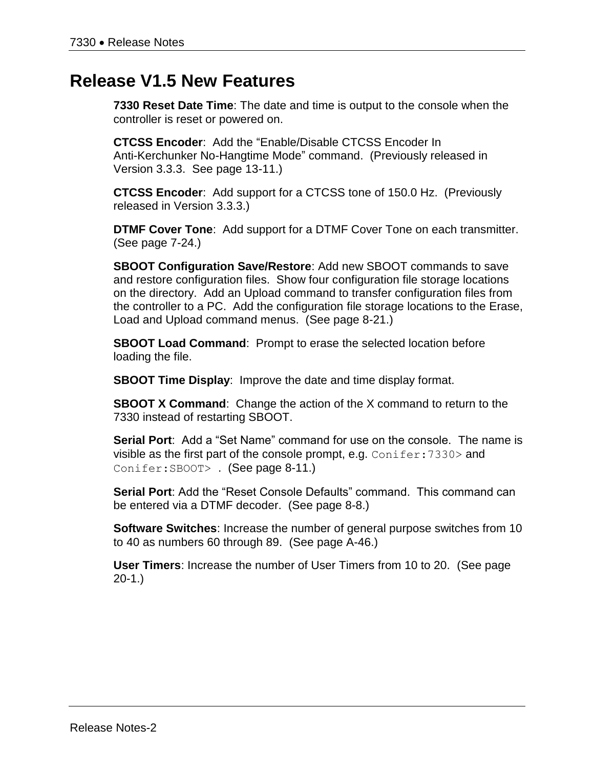# Release V1.5 New Features

**7330 Reset Date Time**: The date and time is output to the console when the controller is reset or powered on.

**CTCSS Encoder**: Add the "Enable/Disable CTCSS Encoder In Anti-Kerchunker No-Hangtime Mode" command. (Previously released in Version 3.3.3. See page 13-11.)

**CTCSS Encoder**: Add support for a CTCSS tone of 150.0 Hz. (Previously released in Version 3.3.3.)

**DTMF Cover Tone**: Add support for a DTMF Cover Tone on each transmitter. (See page 7-24.)

**SBOOT Configuration Save/Restore**: Add new SBOOT commands to save and restore configuration files. Show four configuration file storage locations on the directory. Add an Upload command to transfer configuration files from the controller to a PC. Add the configuration file storage locations to the Erase, Load and Upload command menus. (See page 8-21.)

**SBOOT Load Command**: Prompt to erase the selected location before loading the file.

**SBOOT Time Display**: Improve the date and time display format.

**SBOOT X Command**: Change the action of the X command to return to the 7330 instead of restarting SBOOT.

**Serial Port**: Add a "Set Name" command for use on the console. The name is visible as the first part of the console prompt, e.g. `Conifer:7330>` and `Conifer:SBOOT>` . (See page 8-11.)

**Serial Port**: Add the "Reset Console Defaults" command. This command can be entered via a DTMF decoder. (See page 8-8.)

**Software Switches**: Increase the number of general purpose switches from 10 to 40 as numbers 60 through 89. (See page A-46.)

**User Timers**: Increase the number of User Timers from 10 to 20. (See page 20-1.)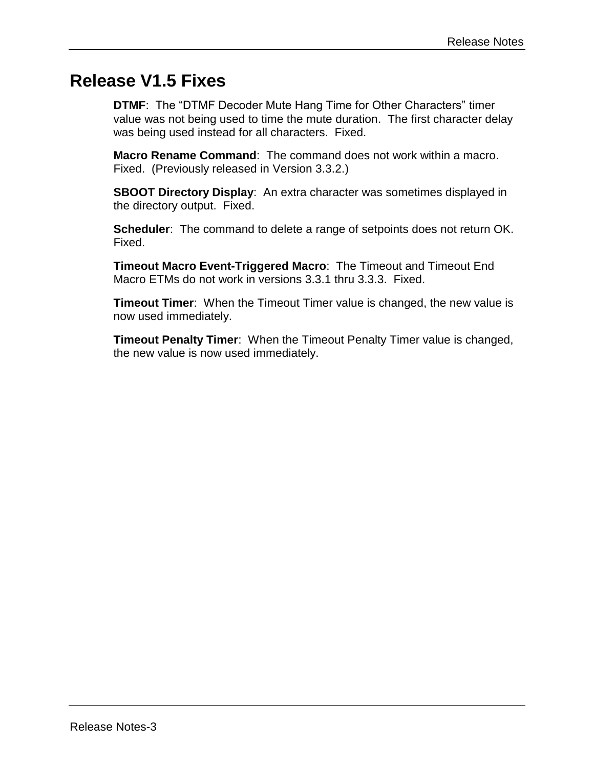# Release V1.5 Fixes

**DTMF**: The “DTMF Decoder Mute Hang Time for Other Characters” timer value was not being used to time the mute duration. The first character delay was being used instead for all characters. Fixed.

**Macro Rename Command**: The command does not work within a macro. Fixed. (Previously released in Version 3.3.2.)

**SBOOT Directory Display**: An extra character was sometimes displayed in the directory output. Fixed.

**Scheduler**: The command to delete a range of setpoints does not return OK. Fixed.

**Timeout Macro Event-Triggered Macro**: The Timeout and Timeout End Macro ETMs do not work in versions 3.3.1 thru 3.3.3. Fixed.

**Timeout Timer**: When the Timeout Timer value is changed, the new value is now used immediately.

**Timeout Penalty Timer**: When the Timeout Penalty Timer value is changed, the new value is now used immediately.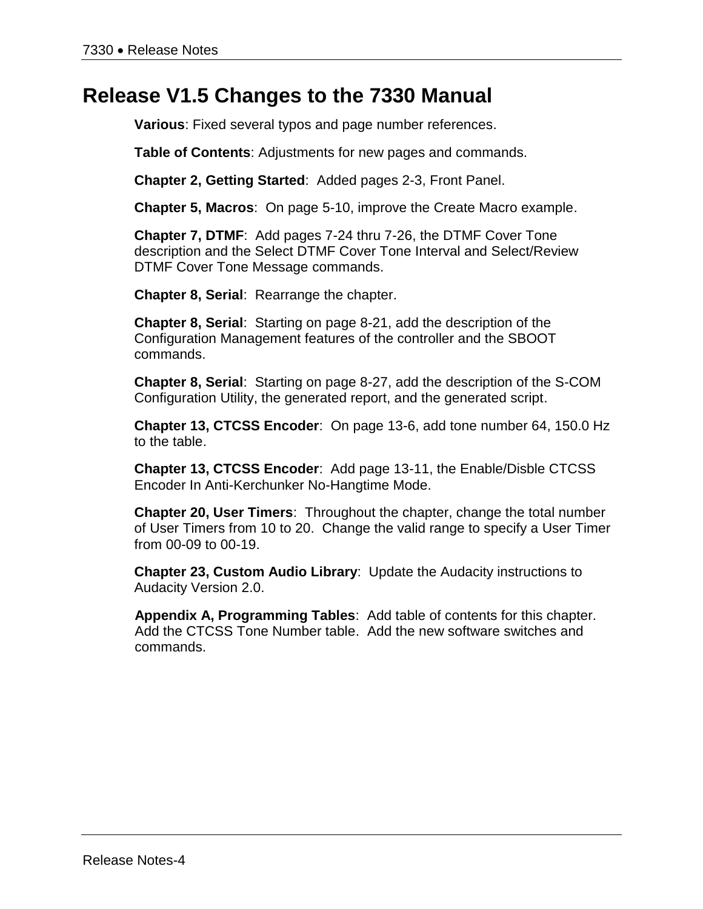# Release V1.5 Changes to the 7330 Manual

**Various**: Fixed several typos and page number references.

**Table of Contents**: Adjustments for new pages and commands.

**Chapter 2, Getting Started**: Added pages 2-3, Front Panel.

**Chapter 5, Macros**: On page 5-10, improve the Create Macro example.

**Chapter 7, DTMF**: Add pages 7-24 thru 7-26, the DTMF Cover Tone description and the Select DTMF Cover Tone Interval and Select/Review DTMF Cover Tone Message commands.

**Chapter 8, Serial**: Rearrange the chapter.

**Chapter 8, Serial**: Starting on page 8-21, add the description of the Configuration Management features of the controller and the SBOOT commands.

**Chapter 8, Serial**: Starting on page 8-27, add the description of the S-COM Configuration Utility, the generated report, and the generated script.

**Chapter 13, CTCSS Encoder**: On page 13-6, add tone number 64, 150.0 Hz to the table.

**Chapter 13, CTCSS Encoder**: Add page 13-11, the Enable/Disble CTCSS Encoder In Anti-Kerchunker No-Hangtime Mode.

**Chapter 20, User Timers**: Throughout the chapter, change the total number of User Timers from 10 to 20. Change the valid range to specify a User Timer from 00-09 to 00-19.

**Chapter 23, Custom Audio Library**: Update the Audacity instructions to Audacity Version 2.0.

**Appendix A, Programming Tables**: Add table of contents for this chapter. Add the CTCSS Tone Number table. Add the new software switches and commands.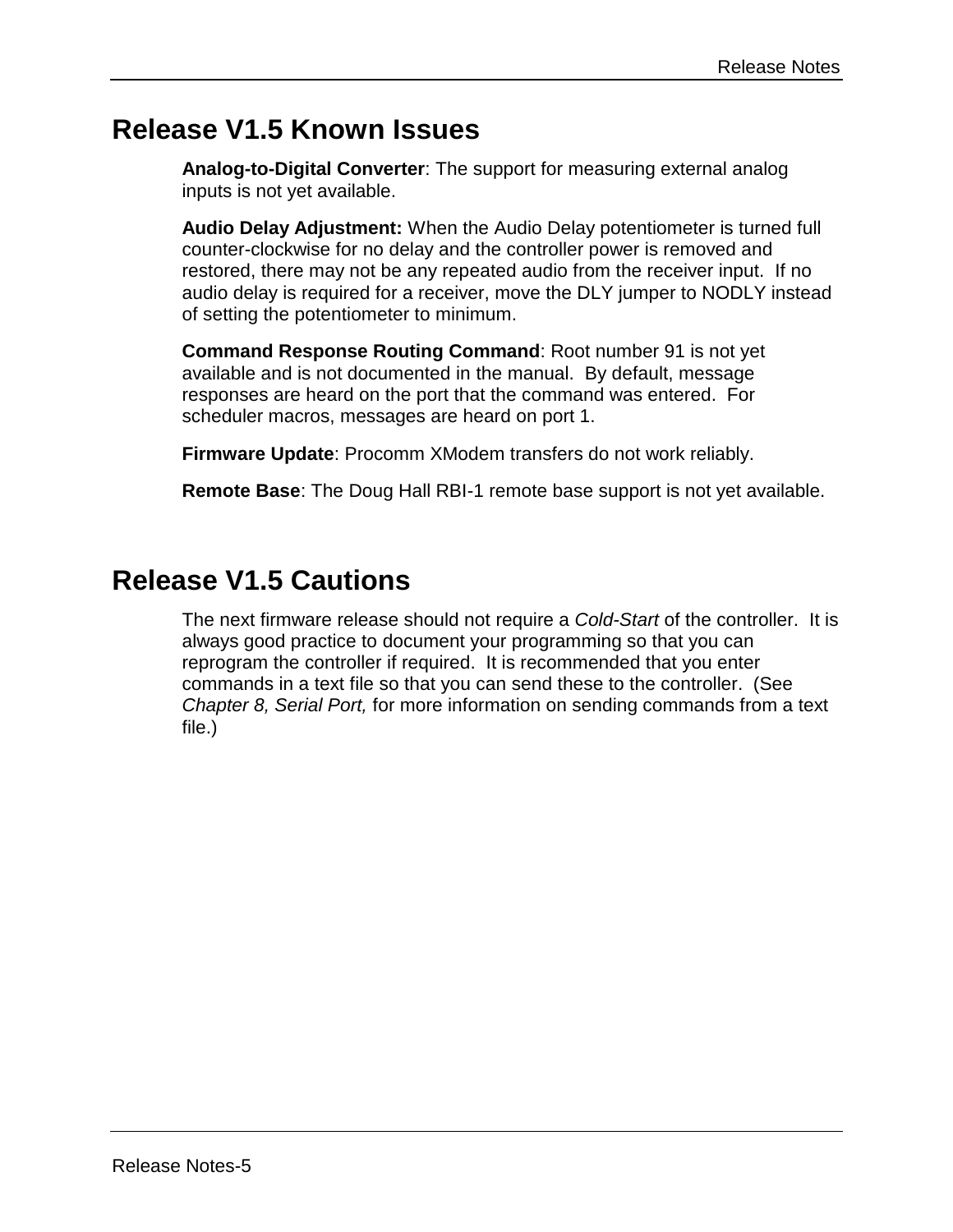## Release V1.5 Known Issues

**Analog-to-Digital Converter**: The support for measuring external analog inputs is not yet available.

**Audio Delay Adjustment:** When the Audio Delay potentiometer is turned full counter-clockwise for no delay and the controller power is removed and restored, there may not be any repeated audio from the receiver input. If no audio delay is required for a receiver, move the DLY jumper to NODLY instead of setting the potentiometer to minimum.

**Command Response Routing Command**: Root number 91 is not yet available and is not documented in the manual. By default, message responses are heard on the port that the command was entered. For scheduler macros, messages are heard on port 1.

**Firmware Update**: Procomm XModem transfers do not work reliably.

**Remote Base**: The Doug Hall RBI-1 remote base support is not yet available.

## Release V1.5 Cautions

The next firmware release should not require a *Cold-Start* of the controller. It is always good practice to document your programming so that you can reprogram the controller if required. It is recommended that you enter commands in a text file so that you can send these to the controller. (See *Chapter 8, Serial Port,* for more information on sending commands from a text file.)